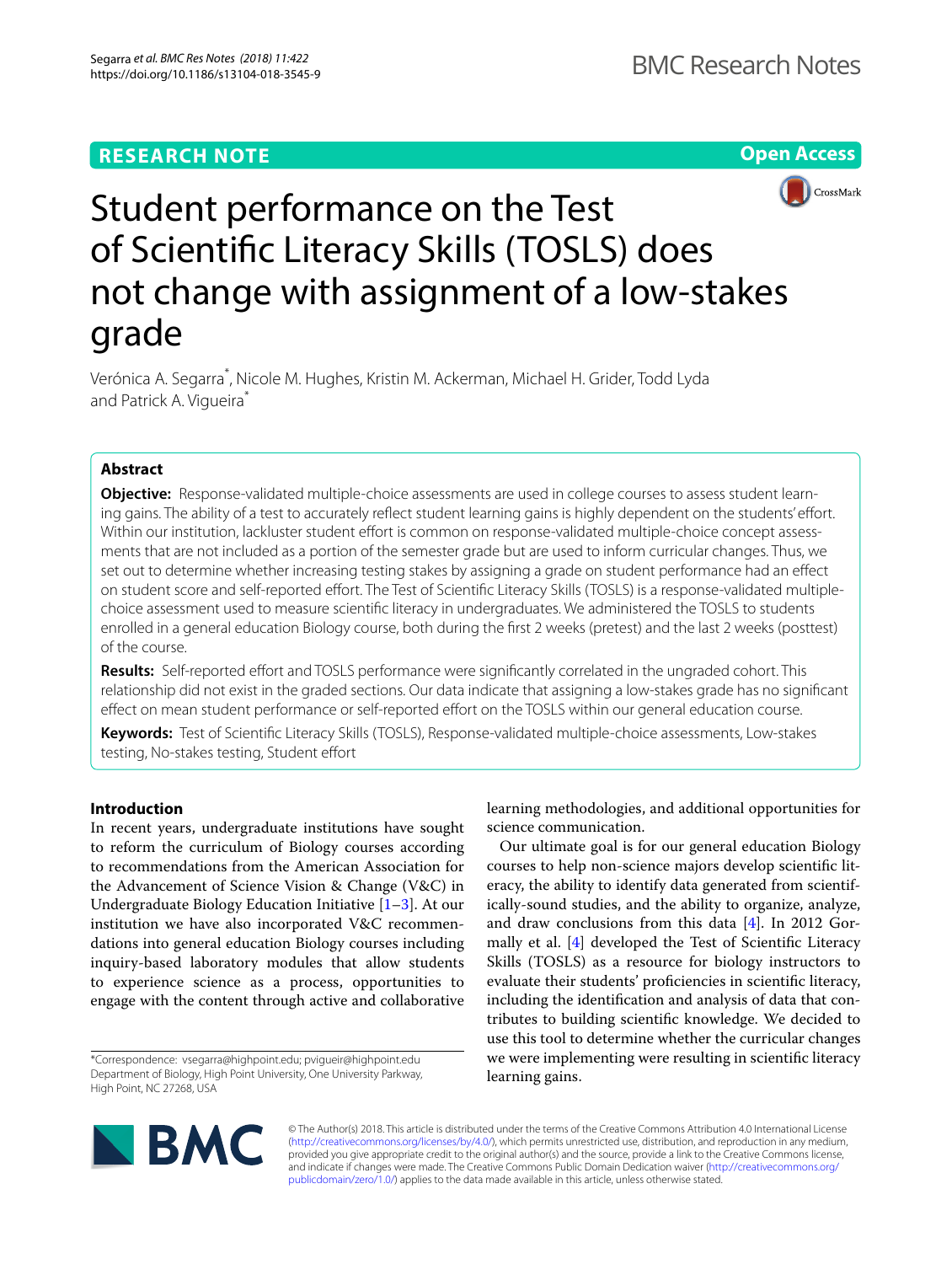RESEARCH NOTE

Open Access

# Student performance on the Test of Scientific Literacy Skills (TOSLS) does not change with assignment of a low-stakes grade

Verónica A. Segarra*, Nicole M. Hughes, Kristin M. Ackerman, Michael H. Grider, Todd Lyda and Patrick A. Vigueira*

## Abstract

**Objective:** Response-validated multiple-choice assessments are used in college courses to assess student learning gains. The ability of a test to accurately reflect student learning gains is highly dependent on the students' effort. Within our institution, lackluster student effort is common on response-validated multiple-choice concept assessments that are not included as a portion of the semester grade but are used to inform curricular changes. Thus, we set out to determine whether increasing testing stakes by assigning a grade on student performance had an effect on student score and self-reported effort. The Test of Scientific Literacy Skills (TOSLS) is a response-validated multiple-choice assessment used to measure scientific literacy in undergraduates. We administered the TOSLS to students enrolled in a general education Biology course, both during the first 2 weeks (pretest) and the last 2 weeks (posttest) of the course.

**Results:** Self-reported effort and TOSLS performance were significantly correlated in the ungraded cohort. This relationship did not exist in the graded sections. Our data indicate that assigning a low-stakes grade has no significant effect on mean student performance or self-reported effort on the TOSLS within our general education course.

**Keywords:** Test of Scientific Literacy Skills (TOSLS), Response-validated multiple-choice assessments, Low-stakes testing, No-stakes testing, Student effort

## Introduction

In recent years, undergraduate institutions have sought to reform the curriculum of Biology courses according to recommendations from the American Association for the Advancement of Science Vision & Change (V&C) in Undergraduate Biology Education Initiative [1–3]. At our institution we have also incorporated V&C recommendations into general education Biology courses including inquiry-based laboratory modules that allow students to experience science as a process, opportunities to engage with the content through active and collaborative learning methodologies, and additional opportunities for science communication.

Our ultimate goal is for our general education Biology courses to help non-science majors develop scientific literacy, the ability to identify data generated from scientifically-sound studies, and the ability to organize, analyze, and draw conclusions from this data [4]. In 2012 Gormally et al. [4] developed the Test of Scientific Literacy Skills (TOSLS) as a resource for biology instructors to evaluate their students' proficiencies in scientific literacy, including the identification and analysis of data that contributes to building scientific knowledge. We decided to use this tool to determine whether the curricular changes we were implementing were resulting in scientific literacy learning gains.

*Correspondence: vsegarra@highpoint.edu; pvigueir@highpoint.edu
Department of Biology, High Point University, One University Parkway, High Point, NC 27268, USA

© The Author(s) 2018. This article is distributed under the terms of the Creative Commons Attribution 4.0 International License (http://creativecommons.org/licenses/by/4.0/), which permits unrestricted use, distribution, and reproduction in any medium, provided you give appropriate credit to the original author(s) and the source, provide a link to the Creative Commons license, and indicate if changes were made. The Creative Commons Public Domain Dedication waiver (http://creativecommons.org/publicdomain/zero/1.0/) applies to the data made available in this article, unless otherwise stated.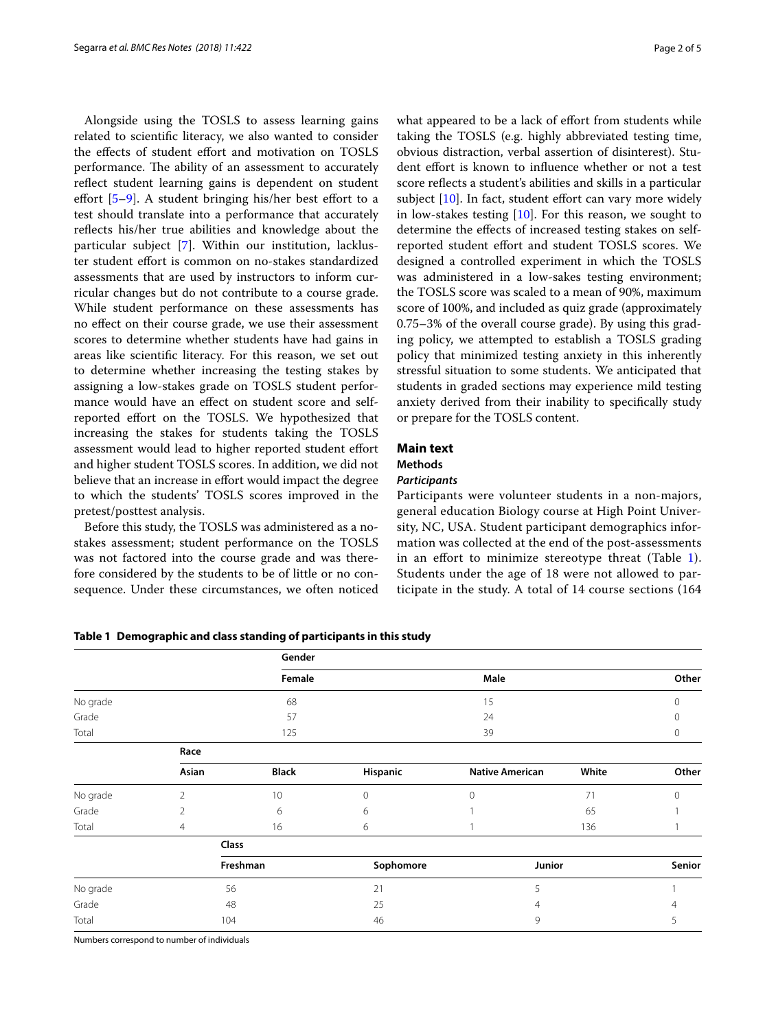Alongside using the TOSLS to assess learning gains related to scientific literacy, we also wanted to consider the effects of student effort and motivation on TOSLS performance. The ability of an assessment to accurately reflect student learning gains is dependent on student effort [5–9]. A student bringing his/her best effort to a test should translate into a performance that accurately reflects his/her true abilities and knowledge about the particular subject [7]. Within our institution, lackluster student effort is common on no-stakes standardized assessments that are used by instructors to inform curricular changes but do not contribute to a course grade. While student performance on these assessments has no effect on their course grade, we use their assessment scores to determine whether students have had gains in areas like scientific literacy. For this reason, we set out to determine whether increasing the testing stakes by assigning a low-stakes grade on TOSLS student performance would have an effect on student score and self-reported effort on the TOSLS. We hypothesized that increasing the stakes for students taking the TOSLS assessment would lead to higher reported student effort and higher student TOSLS scores. In addition, we did not believe that an increase in effort would impact the degree to which the students' TOSLS scores improved in the pretest/posttest analysis.

Before this study, the TOSLS was administered as a no-stakes assessment; student performance on the TOSLS was not factored into the course grade and was therefore considered by the students to be of little or no consequence. Under these circumstances, we often noticed what appeared to be a lack of effort from students while taking the TOSLS (e.g. highly abbreviated testing time, obvious distraction, verbal assertion of disinterest). Student effort is known to influence whether or not a test score reflects a student's abilities and skills in a particular subject [10]. In fact, student effort can vary more widely in low-stakes testing [10]. For this reason, we sought to determine the effects of increased testing stakes on self-reported student effort and student TOSLS scores. We designed a controlled experiment in which the TOSLS was administered in a low-sakes testing environment; the TOSLS score was scaled to a mean of 90%, maximum score of 100%, and included as quiz grade (approximately 0.75–3% of the overall course grade). By using this grading policy, we attempted to establish a TOSLS grading policy that minimized testing anxiety in this inherently stressful situation to some students. We anticipated that students in graded sections may experience mild testing anxiety derived from their inability to specifically study or prepare for the TOSLS content.

## Main text

### Methods

#### *Participants*

Participants were volunteer students in a non-majors, general education Biology course at High Point University, NC, USA. Student participant demographics information was collected at the end of the post-assessments in an effort to minimize stereotype threat (Table 1). Students under the age of 18 were not allowed to participate in the study. A total of 14 course sections (164

**Table 1 Demographic and class standing of participants in this study**

| | Gender | | | | | |
|---|---|---|---|---|---|---|
| | Female | | Male | | | Other |
| No grade | 68 | | 15 | | | 0 |
| Grade | 57 | | 24 | | | 0 |
| Total | 125 | | 39 | | | 0 |
| | **Race** | | | | | |
| | **Asian** | **Black** | **Hispanic** | **Native American** | **White** | **Other** |
| No grade | 2 | 10 | 0 | 0 | 71 | 0 |
| Grade | 2 | 6 | 6 | 1 | 65 | 1 |
| Total | 4 | 16 | 6 | 1 | 136 | 1 |
| | **Class** | | | | | |
| | **Freshman** | | **Sophomore** | **Junior** | | **Senior** |
| No grade | 56 | | 21 | 5 | | 1 |
| Grade | 48 | | 25 | 4 | | 4 |
| Total | 104 | | 46 | 9 | | 5 |

Numbers correspond to number of individuals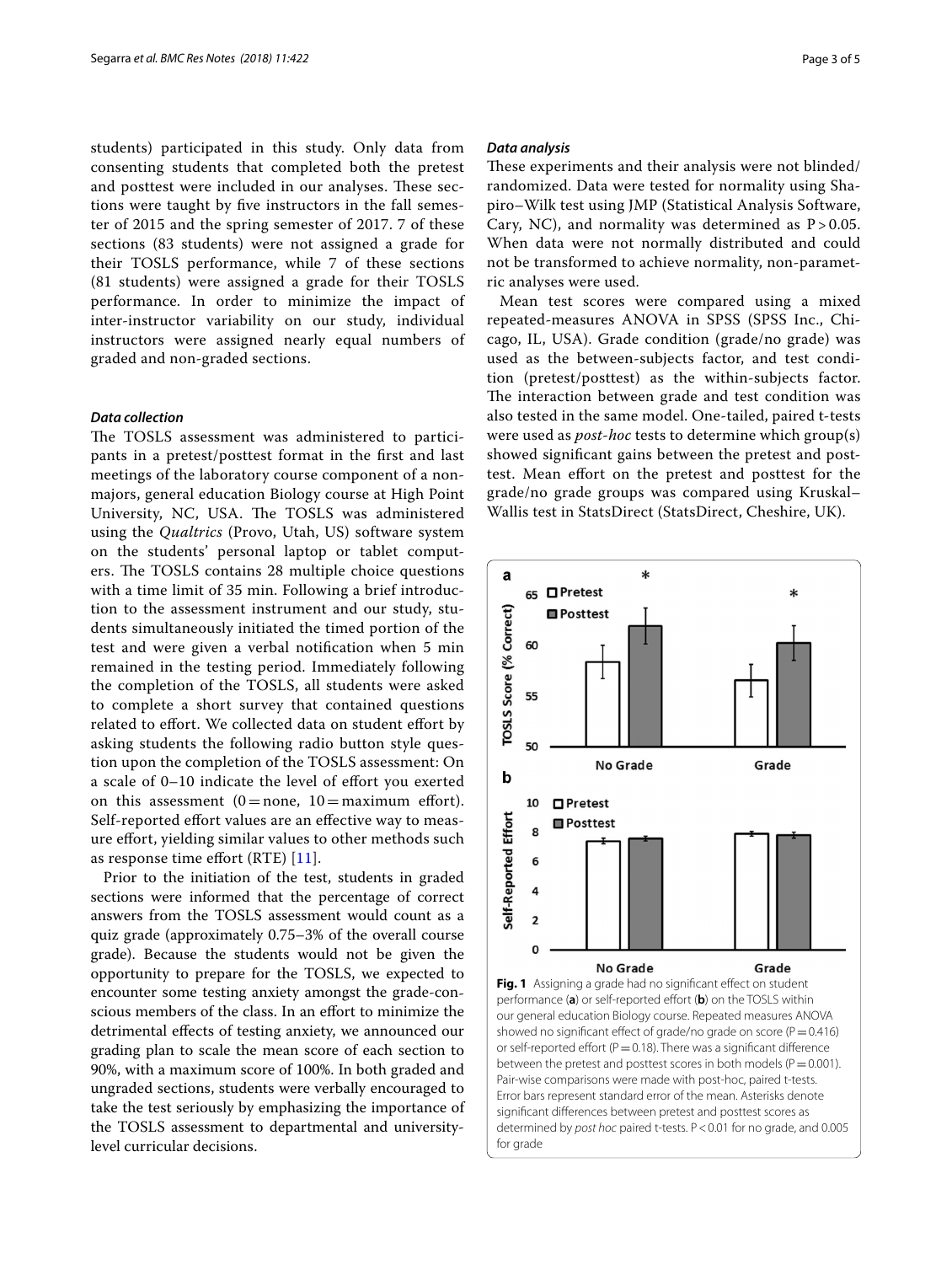students) participated in this study. Only data from consenting students that completed both the pretest and posttest were included in our analyses. These sections were taught by five instructors in the fall semester of 2015 and the spring semester of 2017. 7 of these sections (83 students) were not assigned a grade for their TOSLS performance, while 7 of these sections (81 students) were assigned a grade for their TOSLS performance. In order to minimize the impact of inter-instructor variability on our study, individual instructors were assigned nearly equal numbers of graded and non-graded sections.

### *Data collection*

The TOSLS assessment was administered to participants in a pretest/posttest format in the first and last meetings of the laboratory course component of a non-majors, general education Biology course at High Point University, NC, USA. The TOSLS was administered using the *Qualtrics* (Provo, Utah, US) software system on the students' personal laptop or tablet computers. The TOSLS contains 28 multiple choice questions with a time limit of 35 min. Following a brief introduction to the assessment instrument and our study, students simultaneously initiated the timed portion of the test and were given a verbal notification when 5 min remained in the testing period. Immediately following the completion of the TOSLS, all students were asked to complete a short survey that contained questions related to effort. We collected data on student effort by asking students the following radio button style question upon the completion of the TOSLS assessment: On a scale of 0–10 indicate the level of effort you exerted on this assessment (0 = none, 10 = maximum effort). Self-reported effort values are an effective way to measure effort, yielding similar values to other methods such as response time effort (RTE) [11].

Prior to the initiation of the test, students in graded sections were informed that the percentage of correct answers from the TOSLS assessment would count as a quiz grade (approximately 0.75–3% of the overall course grade). Because the students would not be given the opportunity to prepare for the TOSLS, we expected to encounter some testing anxiety amongst the grade-conscious members of the class. In an effort to minimize the detrimental effects of testing anxiety, we announced our grading plan to scale the mean score of each section to 90%, with a maximum score of 100%. In both graded and ungraded sections, students were verbally encouraged to take the test seriously by emphasizing the importance of the TOSLS assessment to departmental and university-level curricular decisions.

### *Data analysis*

These experiments and their analysis were not blinded/randomized. Data were tested for normality using Shapiro–Wilk test using JMP (Statistical Analysis Software, Cary, NC), and normality was determined as $P > 0.05$. When data were not normally distributed and could not be transformed to achieve normality, non-parametric analyses were used.

Mean test scores were compared using a mixed repeated-measures ANOVA in SPSS (SPSS Inc., Chicago, IL, USA). Grade condition (grade/no grade) was used as the between-subjects factor, and test condition (pretest/posttest) as the within-subjects factor. The interaction between grade and test condition was also tested in the same model. One-tailed, paired t-tests were used as *post-hoc* tests to determine which group(s) showed significant gains between the pretest and posttest. Mean effort on the pretest and posttest for the grade/no grade groups was compared using Kruskal–Wallis test in StatsDirect (StatsDirect, Cheshire, UK).

**Fig. 1** Assigning a grade had no significant effect on student performance (**a**) or self-reported effort (**b**) on the TOSLS within our general education Biology course. Repeated measures ANOVA showed no significant effect of grade/no grade on score ($P = 0.416$) or self-reported effort ($P = 0.18$). There was a significant difference between the pretest and posttest scores in both models ($P = 0.001$). Pair-wise comparisons were made with post-hoc, paired t-tests. Error bars represent standard error of the mean. Asterisks denote significant differences between pretest and posttest scores as determined by *post hoc* paired t-tests. $P < 0.01$ for no grade, and 0.005 for grade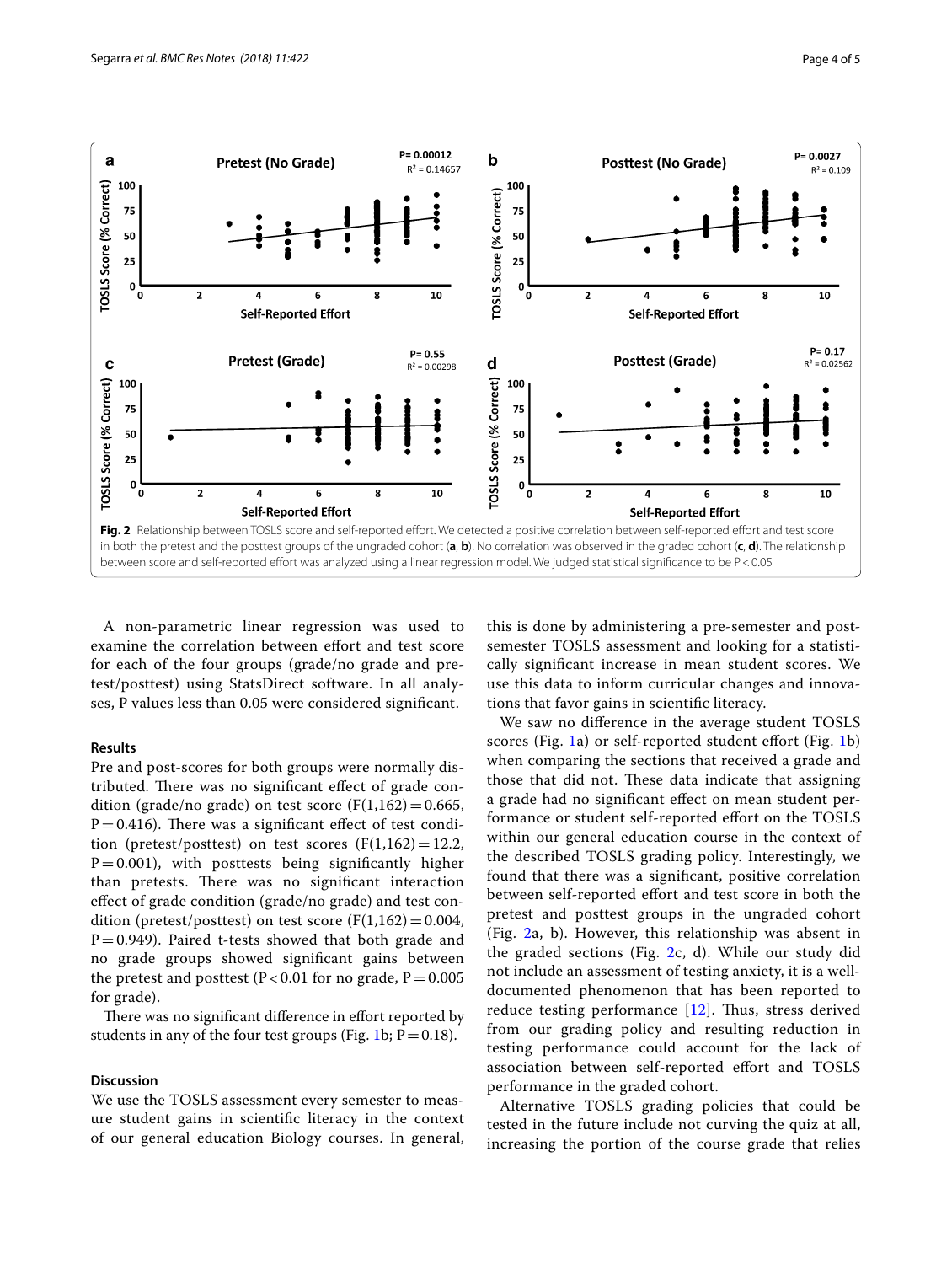**Fig. 2** Relationship between TOSLS score and self-reported effort. We detected a positive correlation between self-reported effort and test score in both the pretest and the posttest groups of the ungraded cohort (**a**, **b**). No correlation was observed in the graded cohort (**c**, **d**). The relationship between score and self-reported effort was analyzed using a linear regression model. We judged statistical significance to be $P < 0.05$

A non-parametric linear regression was used to examine the correlation between effort and test score for each of the four groups (grade/no grade and pretest/posttest) using StatsDirect software. In all analyses, P values less than 0.05 were considered significant.

### Results

Pre and post-scores for both groups were normally distributed. There was no significant effect of grade condition (grade/no grade) on test score ($F(1,162) = 0.665$, $P = 0.416$). There was a significant effect of test condition (pretest/posttest) on test scores ($F(1,162) = 12.2$, $P = 0.001$), with posttests being significantly higher than pretests. There was no significant interaction effect of grade condition (grade/no grade) and test condition (pretest/posttest) on test score ($F(1,162) = 0.004$, $P = 0.949$). Paired t-tests showed that both grade and no grade groups showed significant gains between the pretest and posttest ($P < 0.01$ for no grade, $P = 0.005$ for grade).

There was no significant difference in effort reported by students in any of the four test groups (Fig. 1b; $P = 0.18$).

### Discussion

We use the TOSLS assessment every semester to measure student gains in scientific literacy in the context of our general education Biology courses. In general, this is done by administering a pre-semester and post-semester TOSLS assessment and looking for a statistically significant increase in mean student scores. We use this data to inform curricular changes and innovations that favor gains in scientific literacy.

We saw no difference in the average student TOSLS scores (Fig. 1a) or self-reported student effort (Fig. 1b) when comparing the sections that received a grade and those that did not. These data indicate that assigning a grade had no significant effect on mean student performance or student self-reported effort on the TOSLS within our general education course in the context of the described TOSLS grading policy. Interestingly, we found that there was a significant, positive correlation between self-reported effort and test score in both the pretest and posttest groups in the ungraded cohort (Fig. 2a, b). However, this relationship was absent in the graded sections (Fig. 2c, d). While our study did not include an assessment of testing anxiety, it is a well-documented phenomenon that has been reported to reduce testing performance [12]. Thus, stress derived from our grading policy and resulting reduction in testing performance could account for the lack of association between self-reported effort and TOSLS performance in the graded cohort.

Alternative TOSLS grading policies that could be tested in the future include not curving the quiz at all, increasing the portion of the course grade that relies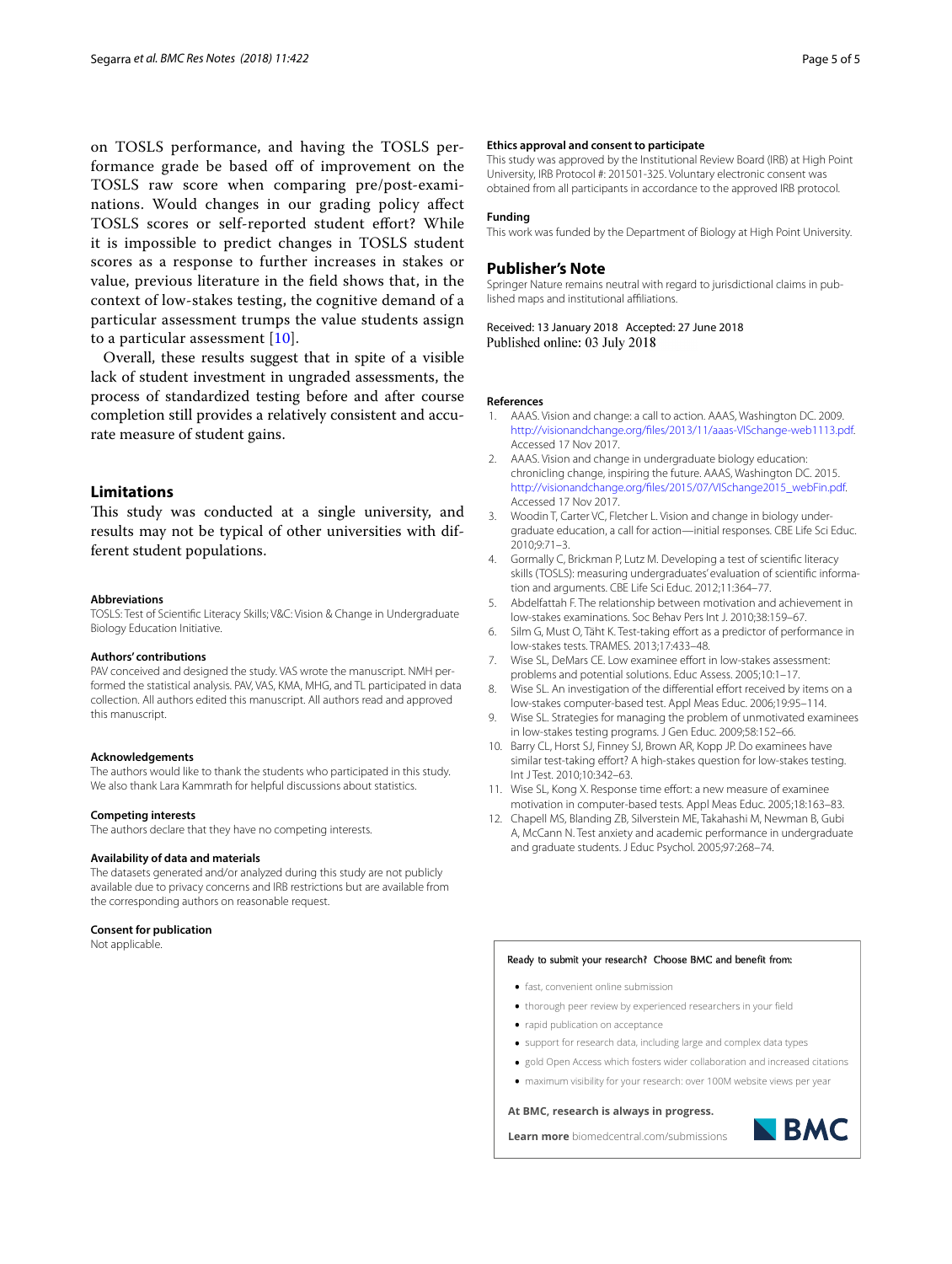on TOSLS performance, and having the TOSLS performance grade be based off of improvement on the TOSLS raw score when comparing pre/post-examinations. Would changes in our grading policy affect TOSLS scores or self-reported student effort? While it is impossible to predict changes in TOSLS student scores as a response to further increases in stakes or value, previous literature in the field shows that, in the context of low-stakes testing, the cognitive demand of a particular assessment trumps the value students assign to a particular assessment [10].

Overall, these results suggest that in spite of a visible lack of student investment in ungraded assessments, the process of standardized testing before and after course completion still provides a relatively consistent and accurate measure of student gains.

## Limitations

This study was conducted at a single university, and results may not be typical of other universities with different student populations.

#### Abbreviations

TOSLS: Test of Scientific Literacy Skills; V&C: Vision & Change in Undergraduate Biology Education Initiative.

#### Authors' contributions

PAV conceived and designed the study. VAS wrote the manuscript. NMH performed the statistical analysis. PAV, VAS, KMA, MHG, and TL participated in data collection. All authors edited this manuscript. All authors read and approved this manuscript.

#### Acknowledgements

The authors would like to thank the students who participated in this study. We also thank Lara Kammrath for helpful discussions about statistics.

#### Competing interests

The authors declare that they have no competing interests.

#### Availability of data and materials

The datasets generated and/or analyzed during this study are not publicly available due to privacy concerns and IRB restrictions but are available from the corresponding authors on reasonable request.

#### Consent for publication

Not applicable.

#### Ethics approval and consent to participate

This study was approved by the Institutional Review Board (IRB) at High Point University, IRB Protocol #: 201501-325. Voluntary electronic consent was obtained from all participants in accordance to the approved IRB protocol.

#### Funding

This work was funded by the Department of Biology at High Point University.

### Publisher's Note

Springer Nature remains neutral with regard to jurisdictional claims in published maps and institutional affiliations.

Received: 13 January 2018 Accepted: 27 June 2018
Published online: 03 July 2018

#### References

1. AAAS. Vision and change: a call to action. AAAS, Washington DC. 2009. http://visionandchange.org/files/2013/11/aaas-VISchange-web1113.pdf. Accessed 17 Nov 2017.
2. AAAS. Vision and change in undergraduate biology education: chronicling change, inspiring the future. AAAS, Washington DC. 2015. http://visionandchange.org/files/2015/07/VISchange2015_webFin.pdf. Accessed 17 Nov 2017.
3. Woodin T, Carter VC, Fletcher L. Vision and change in biology undergraduate education, a call for action—initial responses. CBE Life Sci Educ. 2010;9:71–3.
4. Gormally C, Brickman P, Lutz M. Developing a test of scientific literacy skills (TOSLS): measuring undergraduates' evaluation of scientific information and arguments. CBE Life Sci Educ. 2012;11:364–77.
5. Abdelfattah F. The relationship between motivation and achievement in low-stakes examinations. Soc Behav Pers Int J. 2010;38:159–67.
6. Silm G, Must O, Täht K. Test-taking effort as a predictor of performance in low-stakes tests. TRAMES. 2013;17:433–48.
7. Wise SL, DeMars CE. Low examinee effort in low-stakes assessment: problems and potential solutions. Educ Assess. 2005;10:1–17.
8. Wise SL. An investigation of the differential effort received by items on a low-stakes computer-based test. Appl Meas Educ. 2006;19:95–114.
9. Wise SL. Strategies for managing the problem of unmotivated examinees in low-stakes testing programs. J Gen Educ. 2009;58:152–66.
10. Barry CL, Horst SJ, Finney SJ, Brown AR, Kopp JP. Do examinees have similar test-taking effort? A high-stakes question for low-stakes testing. Int J Test. 2010;10:342–63.
11. Wise SL, Kong X. Response time effort: a new measure of examinee motivation in computer-based tests. Appl Meas Educ. 2005;18:163–83.
12. Chapell MS, Blanding ZB, Silverstein ME, Takahashi M, Newman B, Gubi A, McCann N. Test anxiety and academic performance in undergraduate and graduate students. J Educ Psychol. 2005;97:268–74.

Ready to submit your research? Choose BMC and benefit from:

- fast, convenient online submission
- thorough peer review by experienced researchers in your field
- rapid publication on acceptance
- support for research data, including large and complex data types
- gold Open Access which fosters wider collaboration and increased citations
- maximum visibility for your research: over 100M website views per year

**At BMC, research is always in progress.**

**Learn more** biomedcentral.com/submissions